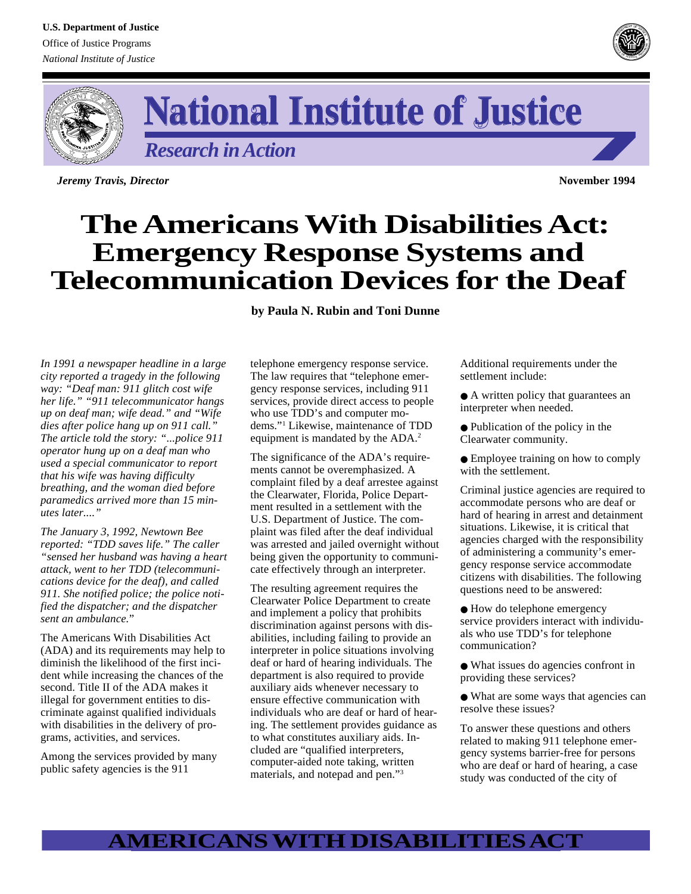U.S. Department of Justice
Office of Justice Programs
*National Institute of Justice*

# National Institute of Justice

## *Research in Action*

***Jeremy Travis, Director*** **November 1994**

# The Americans With Disabilities Act: Emergency Response Systems and Telecommunication Devices for the Deaf

**by Paula N. Rubin and Toni Dunne**

*In 1991 a newspaper headline in a large city reported a tragedy in the following way: "Deaf man: 911 glitch cost wife her life." "911 telecommunicator hangs up on deaf man; wife dead." and "Wife dies after police hang up on 911 call." The article told the story: "...police 911 operator hung up on a deaf man who used a special communicator to report that his wife was having difficulty breathing, and the woman died before paramedics arrived more than 15 minutes later...."*

*The January 3, 1992, Newtown Bee reported: "TDD saves life." The caller "sensed her husband was having a heart attack, went to her TDD (telecommunications device for the deaf), and called 911. She notified police; the police notified the dispatcher; and the dispatcher sent an ambulance."*

The Americans With Disabilities Act (ADA) and its requirements may help to diminish the likelihood of the first incident while increasing the chances of the second. Title II of the ADA makes it illegal for government entities to discriminate against qualified individuals with disabilities in the delivery of programs, activities, and services.

Among the services provided by many public safety agencies is the 911 telephone emergency response service. The law requires that "telephone emergency response services, including 911 services, provide direct access to people who use TDD's and computer modems."[1] Likewise, maintenance of TDD equipment is mandated by the ADA.[2]

The significance of the ADA's requirements cannot be overemphasized. A complaint filed by a deaf arrestee against the Clearwater, Florida, Police Department resulted in a settlement with the U.S. Department of Justice. The complaint was filed after the deaf individual was arrested and jailed overnight without being given the opportunity to communicate effectively through an interpreter.

The resulting agreement requires the Clearwater Police Department to create and implement a policy that prohibits discrimination against persons with disabilities, including failing to provide an interpreter in police situations involving deaf or hard of hearing individuals. The department is also required to provide auxiliary aids whenever necessary to ensure effective communication with individuals who are deaf or hard of hearing. The settlement provides guidance as to what constitutes auxiliary aids. Included are "qualified interpreters, computer-aided note taking, written materials, and notepad and pen."[3]

Additional requirements under the settlement include:

- A written policy that guarantees an interpreter when needed.
- Publication of the policy in the Clearwater community.
- Employee training on how to comply with the settlement.

Criminal justice agencies are required to accommodate persons who are deaf or hard of hearing in arrest and detainment situations. Likewise, it is critical that agencies charged with the responsibility of administering a community's emergency response service accommodate citizens with disabilities. The following questions need to be answered:

- How do telephone emergency service providers interact with individuals who use TDD's for telephone communication?
- What issues do agencies confront in providing these services?
- What are some ways that agencies can resolve these issues?

To answer these questions and others related to making 911 telephone emergency systems barrier-free for persons who are deaf or hard of hearing, a case study was conducted of the city of

**AMERICANS WITH DISABILITIES ACT**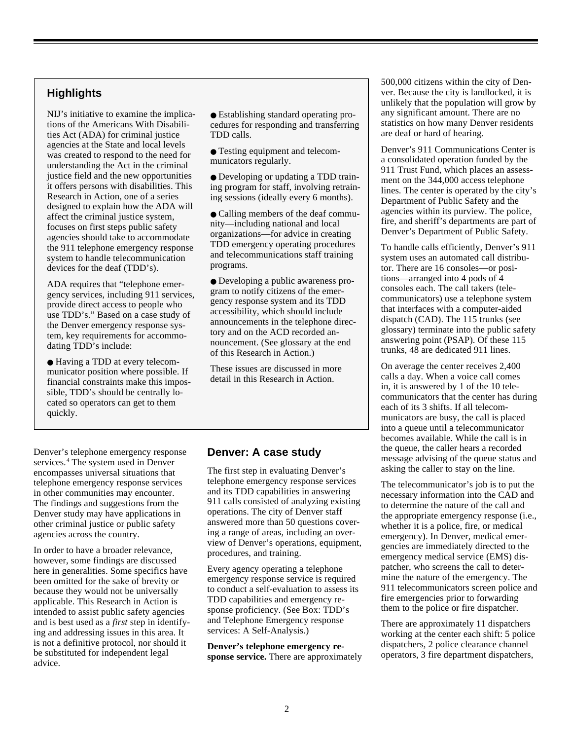## Highlights

NIJ's initiative to examine the implications of the Americans With Disabilities Act (ADA) for criminal justice agencies at the State and local levels was created to respond to the need for understanding the Act in the criminal justice field and the new opportunities it offers persons with disabilities. This Research in Action, one of a series designed to explain how the ADA will affect the criminal justice system, focuses on first steps public safety agencies should take to accommodate the 911 telephone emergency response system to handle telecommunication devices for the deaf (TDD's).

ADA requires that "telephone emergency services, including 911 services, provide direct access to people who use TDD's." Based on a case study of the Denver emergency response system, key requirements for accommodating TDD's include:

- Having a TDD at every telecommunicator position where possible. If financial constraints make this impossible, TDD's should be centrally located so operators can get to them quickly.
- Establishing standard operating procedures for responding and transferring TDD calls.
- Testing equipment and telecommunicators regularly.
- Developing or updating a TDD training program for staff, involving retraining sessions (ideally every 6 months).
- Calling members of the deaf community—including national and local organizations—for advice in creating TDD emergency operating procedures and telecommunications staff training programs.
- Developing a public awareness program to notify citizens of the emergency response system and its TDD accessibility, which should include announcements in the telephone directory and on the ACD recorded announcement. (See glossary at the end of this Research in Action.)

These issues are discussed in more detail in this Research in Action.

Denver's telephone emergency response services.[4] The system used in Denver encompasses universal situations that telephone emergency response services in other communities may encounter. The findings and suggestions from the Denver study may have applications in other criminal justice or public safety agencies across the country.

In order to have a broader relevance, however, some findings are discussed here in generalities. Some specifics have been omitted for the sake of brevity or because they would not be universally applicable. This Research in Action is intended to assist public safety agencies and is best used as a *first* step in identifying and addressing issues in this area. It is not a definitive protocol, nor should it be substituted for independent legal advice.

## Denver: A case study

The first step in evaluating Denver's telephone emergency response services and its TDD capabilities in answering 911 calls consisted of analyzing existing operations. The city of Denver staff answered more than 50 questions covering a range of areas, including an overview of Denver's operations, equipment, procedures, and training.

Every agency operating a telephone emergency response service is required to conduct a self-evaluation to assess its TDD capabilities and emergency response proficiency. (See Box: TDD's and Telephone Emergency response services: A Self-Analysis.)

**Denver's telephone emergency response service.** There are approximately 500,000 citizens within the city of Denver. Because the city is landlocked, it is unlikely that the population will grow by any significant amount. There are no statistics on how many Denver residents are deaf or hard of hearing.

Denver's 911 Communications Center is a consolidated operation funded by the 911 Trust Fund, which places an assessment on the 344,000 access telephone lines. The center is operated by the city's Department of Public Safety and the agencies within its purview. The police, fire, and sheriff's departments are part of Denver's Department of Public Safety.

To handle calls efficiently, Denver's 911 system uses an automated call distributor. There are 16 consoles—or positions—arranged into 4 pods of 4 consoles each. The call takers (telecommunicators) use a telephone system that interfaces with a computer-aided dispatch (CAD). The 115 trunks (see glossary) terminate into the public safety answering point (PSAP). Of these 115 trunks, 48 are dedicated 911 lines.

On average the center receives 2,400 calls a day. When a voice call comes in, it is answered by 1 of the 10 telecommunicators that the center has during each of its 3 shifts. If all telecommunicators are busy, the call is placed into a queue until a telecommunicator becomes available. While the call is in the queue, the caller hears a recorded message advising of the queue status and asking the caller to stay on the line.

The telecommunicator's job is to put the necessary information into the CAD and to determine the nature of the call and the appropriate emergency response (i.e., whether it is a police, fire, or medical emergency). In Denver, medical emergencies are immediately directed to the emergency medical service (EMS) dispatcher, who screens the call to determine the nature of the emergency. The 911 telecommunicators screen police and fire emergencies prior to forwarding them to the police or fire dispatcher.

There are approximately 11 dispatchers working at the center each shift: 5 police dispatchers, 2 police clearance channel operators, 3 fire department dispatchers,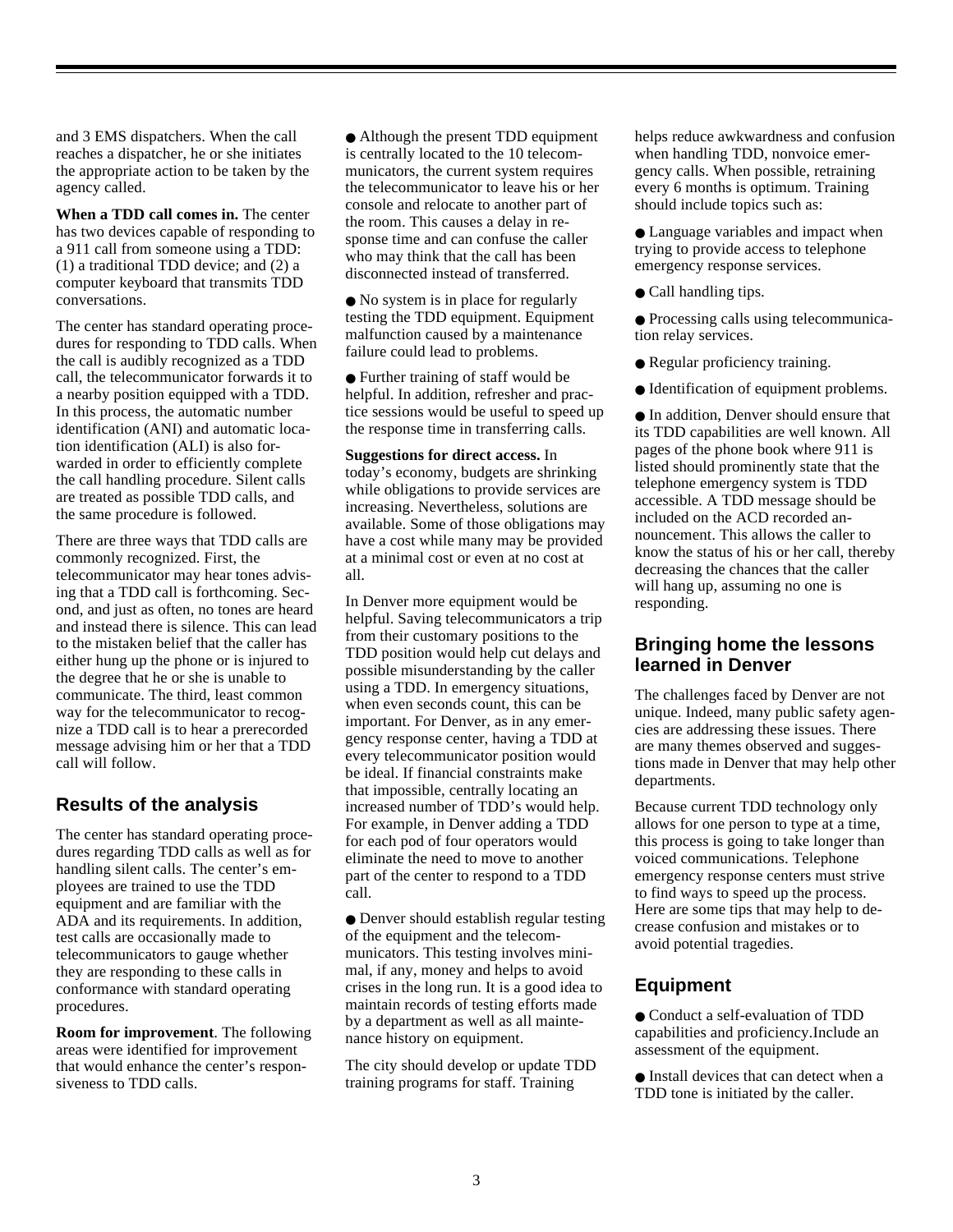and 3 EMS dispatchers. When the call reaches a dispatcher, he or she initiates the appropriate action to be taken by the agency called.

**When a TDD call comes in.** The center has two devices capable of responding to a 911 call from someone using a TDD: (1) a traditional TDD device; and (2) a computer keyboard that transmits TDD conversations.

The center has standard operating procedures for responding to TDD calls. When the call is audibly recognized as a TDD call, the telecommunicator forwards it to a nearby position equipped with a TDD. In this process, the automatic number identification (ANI) and automatic location identification (ALI) is also forwarded in order to efficiently complete the call handling procedure. Silent calls are treated as possible TDD calls, and the same procedure is followed.

There are three ways that TDD calls are commonly recognized. First, the telecommunicator may hear tones advising that a TDD call is forthcoming. Second, and just as often, no tones are heard and instead there is silence. This can lead to the mistaken belief that the caller has either hung up the phone or is injured to the degree that he or she is unable to communicate. The third, least common way for the telecommunicator to recognize a TDD call is to hear a prerecorded message advising him or her that a TDD call will follow.

## Results of the analysis

The center has standard operating procedures regarding TDD calls as well as for handling silent calls. The center's employees are trained to use the TDD equipment and are familiar with the ADA and its requirements. In addition, test calls are occasionally made to telecommunicators to gauge whether they are responding to these calls in conformance with standard operating procedures.

**Room for improvement**. The following areas were identified for improvement that would enhance the center's responsiveness to TDD calls.

- Although the present TDD equipment is centrally located to the 10 telecommunicators, the current system requires the telecommunicator to leave his or her console and relocate to another part of the room. This causes a delay in response time and can confuse the caller who may think that the call has been disconnected instead of transferred.
- No system is in place for regularly testing the TDD equipment. Equipment malfunction caused by a maintenance failure could lead to problems.
- Further training of staff would be helpful. In addition, refresher and practice sessions would be useful to speed up the response time in transferring calls.

**Suggestions for direct access.** In today's economy, budgets are shrinking while obligations to provide services are increasing. Nevertheless, solutions are available. Some of those obligations may have a cost while many may be provided at a minimal cost or even at no cost at all.

In Denver more equipment would be helpful. Saving telecommunicators a trip from their customary positions to the TDD position would help cut delays and possible misunderstanding by the caller using a TDD. In emergency situations, when even seconds count, this can be important. For Denver, as in any emergency response center, having a TDD at every telecommunicator position would be ideal. If financial constraints make that impossible, centrally locating an increased number of TDD's would help. For example, in Denver adding a TDD for each pod of four operators would eliminate the need to move to another part of the center to respond to a TDD call.

- Denver should establish regular testing of the equipment and the telecommunicators. This testing involves minimal, if any, money and helps to avoid crises in the long run. It is a good idea to maintain records of testing efforts made by a department as well as all maintenance history on equipment.

The city should develop or update TDD training programs for staff. Training helps reduce awkwardness and confusion when handling TDD, nonvoice emergency calls. When possible, retraining every 6 months is optimum. Training should include topics such as:

- Language variables and impact when trying to provide access to telephone emergency response services.
- Call handling tips.
- Processing calls using telecommunication relay services.
- Regular proficiency training.
- Identification of equipment problems.
- In addition, Denver should ensure that its TDD capabilities are well known. All pages of the phone book where 911 is listed should prominently state that the telephone emergency system is TDD accessible. A TDD message should be included on the ACD recorded announcement. This allows the caller to know the status of his or her call, thereby decreasing the chances that the caller will hang up, assuming no one is responding.

## Bringing home the lessons learned in Denver

The challenges faced by Denver are not unique. Indeed, many public safety agencies are addressing these issues. There are many themes observed and suggestions made in Denver that may help other departments.

Because current TDD technology only allows for one person to type at a time, this process is going to take longer than voiced communications. Telephone emergency response centers must strive to find ways to speed up the process. Here are some tips that may help to decrease confusion and mistakes or to avoid potential tragedies.

## Equipment

- Conduct a self-evaluation of TDD capabilities and proficiency.Include an assessment of the equipment.
- Install devices that can detect when a TDD tone is initiated by the caller.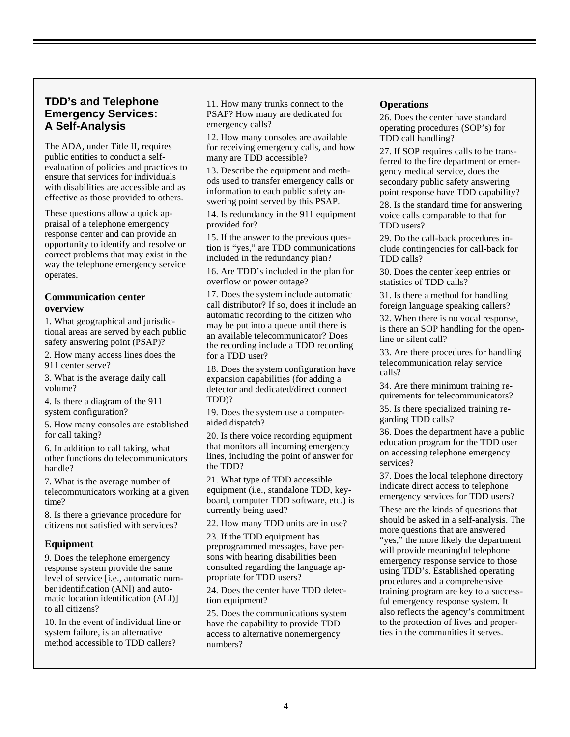## TDD's and Telephone Emergency Services: A Self-Analysis

The ADA, under Title II, requires public entities to conduct a self-evaluation of policies and practices to ensure that services for individuals with disabilities are accessible and as effective as those provided to others.

These questions allow a quick appraisal of a telephone emergency response center and can provide an opportunity to identify and resolve or correct problems that may exist in the way the telephone emergency service operates.

### Communication center overview

1. What geographical and jurisdictional areas are served by each public safety answering point (PSAP)?

2. How many access lines does the 911 center serve?

3. What is the average daily call volume?

4. Is there a diagram of the 911 system configuration?

5. How many consoles are established for call taking?

6. In addition to call taking, what other functions do telecommunicators handle?

7. What is the average number of telecommunicators working at a given time?

8. Is there a grievance procedure for citizens not satisfied with services?

### Equipment

9. Does the telephone emergency response system provide the same level of service [i.e., automatic number identification (ANI) and automatic location identification (ALI)] to all citizens?

10. In the event of individual line or system failure, is an alternative method accessible to TDD callers?

11. How many trunks connect to the PSAP? How many are dedicated for emergency calls?

12. How many consoles are available for receiving emergency calls, and how many are TDD accessible?

13. Describe the equipment and methods used to transfer emergency calls or information to each public safety answering point served by this PSAP.

14. Is redundancy in the 911 equipment provided for?

15. If the answer to the previous question is "yes," are TDD communications included in the redundancy plan?

16. Are TDD's included in the plan for overflow or power outage?

17. Does the system include automatic call distributor? If so, does it include an automatic recording to the citizen who may be put into a queue until there is an available telecommunicator? Does the recording include a TDD recording for a TDD user?

18. Does the system configuration have expansion capabilities (for adding a detector and dedicated/direct connect TDD)?

19. Does the system use a computer-aided dispatch?

20. Is there voice recording equipment that monitors all incoming emergency lines, including the point of answer for the TDD?

21. What type of TDD accessible equipment (i.e., standalone TDD, keyboard, computer TDD software, etc.) is currently being used?

22. How many TDD units are in use?

23. If the TDD equipment has preprogrammed messages, have persons with hearing disabilities been consulted regarding the language appropriate for TDD users?

24. Does the center have TDD detection equipment?

25. Does the communications system have the capability to provide TDD access to alternative nonemergency numbers?

### Operations

26. Does the center have standard operating procedures (SOP's) for TDD call handling?

27. If SOP requires calls to be transferred to the fire department or emergency medical service, does the secondary public safety answering point response have TDD capability?

28. Is the standard time for answering voice calls comparable to that for TDD users?

29. Do the call-back procedures include contingencies for call-back for TDD calls?

30. Does the center keep entries or statistics of TDD calls?

31. Is there a method for handling foreign language speaking callers?

32. When there is no vocal response, is there an SOP handling for the open-line or silent call?

33. Are there procedures for handling telecommunication relay service calls?

34. Are there minimum training requirements for telecommunicators?

35. Is there specialized training regarding TDD calls?

36. Does the department have a public education program for the TDD user on accessing telephone emergency services?

37. Does the local telephone directory indicate direct access to telephone emergency services for TDD users?

These are the kinds of questions that should be asked in a self-analysis. The more questions that are answered "yes," the more likely the department will provide meaningful telephone emergency response service to those using TDD's. Established operating procedures and a comprehensive training program are key to a successful emergency response system. It also reflects the agency's commitment to the protection of lives and properties in the communities it serves.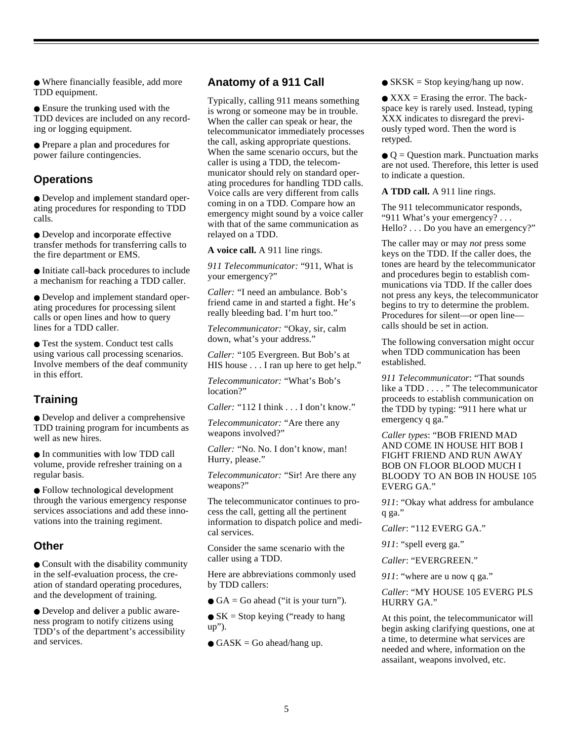- Where financially feasible, add more TDD equipment.
- Ensure the trunking used with the TDD devices are included on any recording or logging equipment.
- Prepare a plan and procedures for power failure contingencies.

## Operations

- Develop and implement standard operating procedures for responding to TDD calls.
- Develop and incorporate effective transfer methods for transferring calls to the fire department or EMS.
- Initiate call-back procedures to include a mechanism for reaching a TDD caller.
- Develop and implement standard operating procedures for processing silent calls or open lines and how to query lines for a TDD caller.
- Test the system. Conduct test calls using various call processing scenarios. Involve members of the deaf community in this effort.

## Training

- Develop and deliver a comprehensive TDD training program for incumbents as well as new hires.
- In communities with low TDD call volume, provide refresher training on a regular basis.
- Follow technological development through the various emergency response services associations and add these innovations into the training regiment.

## Other

- Consult with the disability community in the self-evaluation process, the creation of standard operating procedures, and the development of training.
- Develop and deliver a public awareness program to notify citizens using TDD's of the department's accessibility and services.

## Anatomy of a 911 Call

Typically, calling 911 means something is wrong or someone may be in trouble. When the caller can speak or hear, the telecommunicator immediately processes the call, asking appropriate questions. When the same scenario occurs, but the caller is using a TDD, the telecommunicator should rely on standard operating procedures for handling TDD calls. Voice calls are very different from calls coming in on a TDD. Compare how an emergency might sound by a voice caller with that of the same communication as relayed on a TDD.

**A voice call.** A 911 line rings.

*911 Telecommunicator:* "911, What is your emergency?"

*Caller:* "I need an ambulance. Bob's friend came in and started a fight. He's really bleeding bad. I'm hurt too."

*Telecommunicator:* "Okay, sir, calm down, what's your address."

*Caller:* "105 Evergreen. But Bob's at HIS house . . . I ran up here to get help."

*Telecommunicator:* "What's Bob's location?"

*Caller:* "112 I think . . . I don't know."

*Telecommunicator:* "Are there any weapons involved?"

*Caller:* "No. No. I don't know, man! Hurry, please."

*Telecommunicator:* "Sir! Are there any weapons?"

The telecommunicator continues to process the call, getting all the pertinent information to dispatch police and medical services.

Consider the same scenario with the caller using a TDD.

Here are abbreviations commonly used by TDD callers:

- GA = Go ahead ("it is your turn").
- SK = Stop keying ("ready to hang up").
- GASK = Go ahead/hang up.
- SKSK = Stop keying/hang up now.
- XXX = Erasing the error. The backspace key is rarely used. Instead, typing XXX indicates to disregard the previously typed word. Then the word is retyped.
- Q = Question mark. Punctuation marks are not used. Therefore, this letter is used to indicate a question.

**A TDD call.** A 911 line rings.

The 911 telecommunicator responds, "911 What's your emergency? . . . Hello? . . . Do you have an emergency?"

The caller may or may *not* press some keys on the TDD. If the caller does, the tones are heard by the telecommunicator and procedures begin to establish communications via TDD. If the caller does not press any keys, the telecommunicator begins to try to determine the problem. Procedures for silent—or open line—calls should be set in action.

The following conversation might occur when TDD communication has been established.

*911 Telecommunicator*: "That sounds like a TDD . . . . " The telecommunicator proceeds to establish communication on the TDD by typing: "911 here what ur emergency q ga."

*Caller types*: "BOB FRIEND MAD AND COME IN HOUSE HIT BOB I FIGHT FRIEND AND RUN AWAY BOB ON FLOOR BLOOD MUCH I BLOODY TO AN BOB IN HOUSE 105 EVERG GA."

*911*: "Okay what address for ambulance q ga."

*Caller*: "112 EVERG GA."

*911*: "spell everg ga."

*Caller*: "EVERGREEN."

*911*: "where are u now q ga."

*Caller*: "MY HOUSE 105 EVERG PLS HURRY GA."

At this point, the telecommunicator will begin asking clarifying questions, one at a time, to determine what services are needed and where, information on the assailant, weapons involved, etc.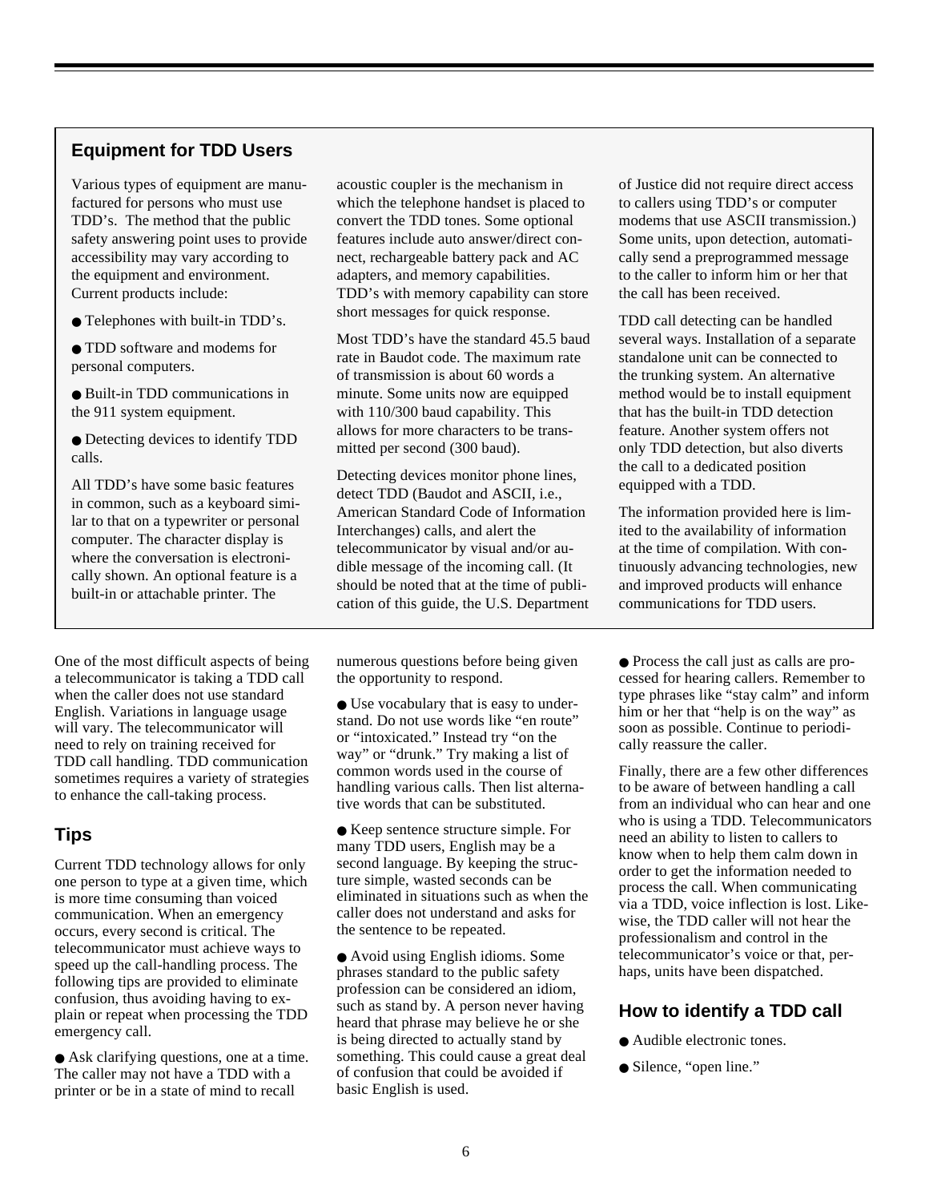## Equipment for TDD Users

Various types of equipment are manufactured for persons who must use TDD's. The method that the public safety answering point uses to provide accessibility may vary according to the equipment and environment. Current products include:

- Telephones with built-in TDD's.
- TDD software and modems for personal computers.
- Built-in TDD communications in the 911 system equipment.
- Detecting devices to identify TDD calls.

All TDD's have some basic features in common, such as a keyboard similar to that on a typewriter or personal computer. The character display is where the conversation is electronically shown. An optional feature is a built-in or attachable printer. The acoustic coupler is the mechanism in which the telephone handset is placed to convert the TDD tones. Some optional features include auto answer/direct connect, rechargeable battery pack and AC adapters, and memory capabilities. TDD's with memory capability can store short messages for quick response.

Most TDD's have the standard 45.5 baud rate in Baudot code. The maximum rate of transmission is about 60 words a minute. Some units now are equipped with 110/300 baud capability. This allows for more characters to be transmitted per second (300 baud).

Detecting devices monitor phone lines, detect TDD (Baudot and ASCII, i.e., American Standard Code of Information Interchanges) calls, and alert the telecommunicator by visual and/or audible message of the incoming call. (It should be noted that at the time of publication of this guide, the U.S. Department of Justice did not require direct access to callers using TDD's or computer modems that use ASCII transmission.) Some units, upon detection, automatically send a preprogrammed message to the caller to inform him or her that the call has been received.

TDD call detecting can be handled several ways. Installation of a separate standalone unit can be connected to the trunking system. An alternative method would be to install equipment that has the built-in TDD detection feature. Another system offers not only TDD detection, but also diverts the call to a dedicated position equipped with a TDD.

The information provided here is limited to the availability of information at the time of compilation. With continuously advancing technologies, new and improved products will enhance communications for TDD users.

One of the most difficult aspects of being a telecommunicator is taking a TDD call when the caller does not use standard English. Variations in language usage will vary. The telecommunicator will need to rely on training received for TDD call handling. TDD communication sometimes requires a variety of strategies to enhance the call-taking process.

## Tips

Current TDD technology allows for only one person to type at a given time, which is more time consuming than voiced communication. When an emergency occurs, every second is critical. The telecommunicator must achieve ways to speed up the call-handling process. The following tips are provided to eliminate confusion, thus avoiding having to explain or repeat when processing the TDD emergency call.

- Ask clarifying questions, one at a time. The caller may not have a TDD with a printer or be in a state of mind to recall numerous questions before being given the opportunity to respond.
- Use vocabulary that is easy to understand. Do not use words like "en route" or "intoxicated." Instead try "on the way" or "drunk." Try making a list of common words used in the course of handling various calls. Then list alternative words that can be substituted.
- Keep sentence structure simple. For many TDD users, English may be a second language. By keeping the structure simple, wasted seconds can be eliminated in situations such as when the caller does not understand and asks for the sentence to be repeated.
- Avoid using English idioms. Some phrases standard to the public safety profession can be considered an idiom, such as stand by. A person never having heard that phrase may believe he or she is being directed to actually stand by something. This could cause a great deal of confusion that could be avoided if basic English is used.
- Process the call just as calls are processed for hearing callers. Remember to type phrases like "stay calm" and inform him or her that "help is on the way" as soon as possible. Continue to periodically reassure the caller.

Finally, there are a few other differences to be aware of between handling a call from an individual who can hear and one who is using a TDD. Telecommunicators need an ability to listen to callers to know when to help them calm down in order to get the information needed to process the call. When communicating via a TDD, voice inflection is lost. Likewise, the TDD caller will not hear the professionalism and control in the telecommunicator's voice or that, perhaps, units have been dispatched.

## How to identify a TDD call

- Audible electronic tones.
- Silence, "open line."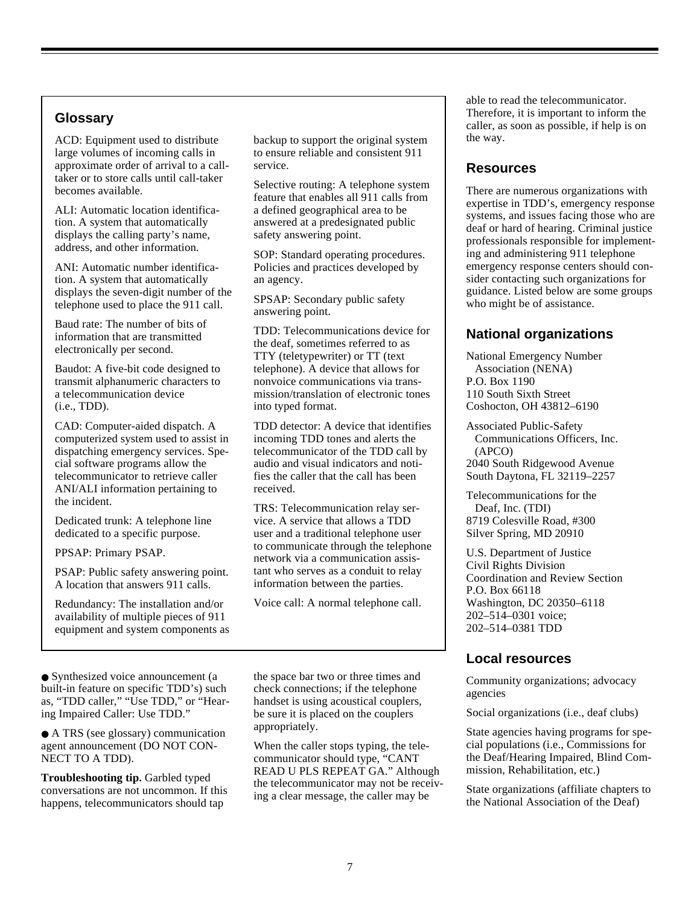## Glossary

ACD: Equipment used to distribute large volumes of incoming calls in approximate order of arrival to a call-taker or to store calls until call-taker becomes available.

ALI: Automatic location identification. A system that automatically displays the calling party's name, address, and other information.

ANI: Automatic number identification. A system that automatically displays the seven-digit number of the telephone used to place the 911 call.

Baud rate: The number of bits of information that are transmitted electronically per second.

Baudot: A five-bit code designed to transmit alphanumeric characters to a telecommunication device (i.e., TDD).

CAD: Computer-aided dispatch. A computerized system used to assist in dispatching emergency services. Special software programs allow the telecommunicator to retrieve caller ANI/ALI information pertaining to the incident.

Dedicated trunk: A telephone line dedicated to a specific purpose.

PPSAP: Primary PSAP.

PSAP: Public safety answering point. A location that answers 911 calls.

Redundancy: The installation and/or availability of multiple pieces of 911 equipment and system components as backup to support the original system to ensure reliable and consistent 911 service.

Selective routing: A telephone system feature that enables all 911 calls from a defined geographical area to be answered at a predesignated public safety answering point.

SOP: Standard operating procedures. Policies and practices developed by an agency.

SPSAP: Secondary public safety answering point.

TDD: Telecommunications device for the deaf, sometimes referred to as TTY (teletypewriter) or TT (text telephone). A device that allows for nonvoice communications via transmission/translation of electronic tones into typed format.

TDD detector: A device that identifies incoming TDD tones and alerts the telecommunicator of the TDD call by audio and visual indicators and notifies the caller that the call has been received.

TRS: Telecommunication relay service. A service that allows a TDD user and a traditional telephone user to communicate through the telephone network via a communication assistant who serves as a conduit to relay information between the parties.

Voice call: A normal telephone call.

- Synthesized voice announcement (a built-in feature on specific TDD's) such as, "TDD caller," "Use TDD," or "Hearing Impaired Caller: Use TDD."
- A TRS (see glossary) communication agent announcement (DO NOT CONNECT TO A TDD).

**Troubleshooting tip.** Garbled typed conversations are not uncommon. If this happens, telecommunicators should tap the space bar two or three times and check connections; if the telephone handset is using acoustical couplers, be sure it is placed on the couplers appropriately.

When the caller stops typing, the telecommunicator should type, "CANT READ U PLS REPEAT GA." Although the telecommunicator may not be receiving a clear message, the caller may be able to read the telecommunicator. Therefore, it is important to inform the caller, as soon as possible, if help is on the way.

## Resources

There are numerous organizations with expertise in TDD's, emergency response systems, and issues facing those who are deaf or hard of hearing. Criminal justice professionals responsible for implementing and administering 911 telephone emergency response centers should consider contacting such organizations for guidance. Listed below are some groups who might be of assistance.

### National organizations

National Emergency Number Association (NENA)
P.O. Box 1190
110 South Sixth Street
Coshocton, OH 43812–6190

Associated Public-Safety Communications Officers, Inc. (APCO)
2040 South Ridgewood Avenue
South Daytona, FL 32119–2257

Telecommunications for the Deaf, Inc. (TDI)
8719 Colesville Road, #300
Silver Spring, MD 20910

U.S. Department of Justice
Civil Rights Division
Coordination and Review Section
P.O. Box 66118
Washington, DC 20350–6118
202–514–0301 voice;
202–514–0381 TDD

### Local resources

Community organizations; advocacy agencies

Social organizations (i.e., deaf clubs)

State agencies having programs for special populations (i.e., Commissions for the Deaf/Hearing Impaired, Blind Commission, Rehabilitation, etc.)

State organizations (affiliate chapters to the National Association of the Deaf)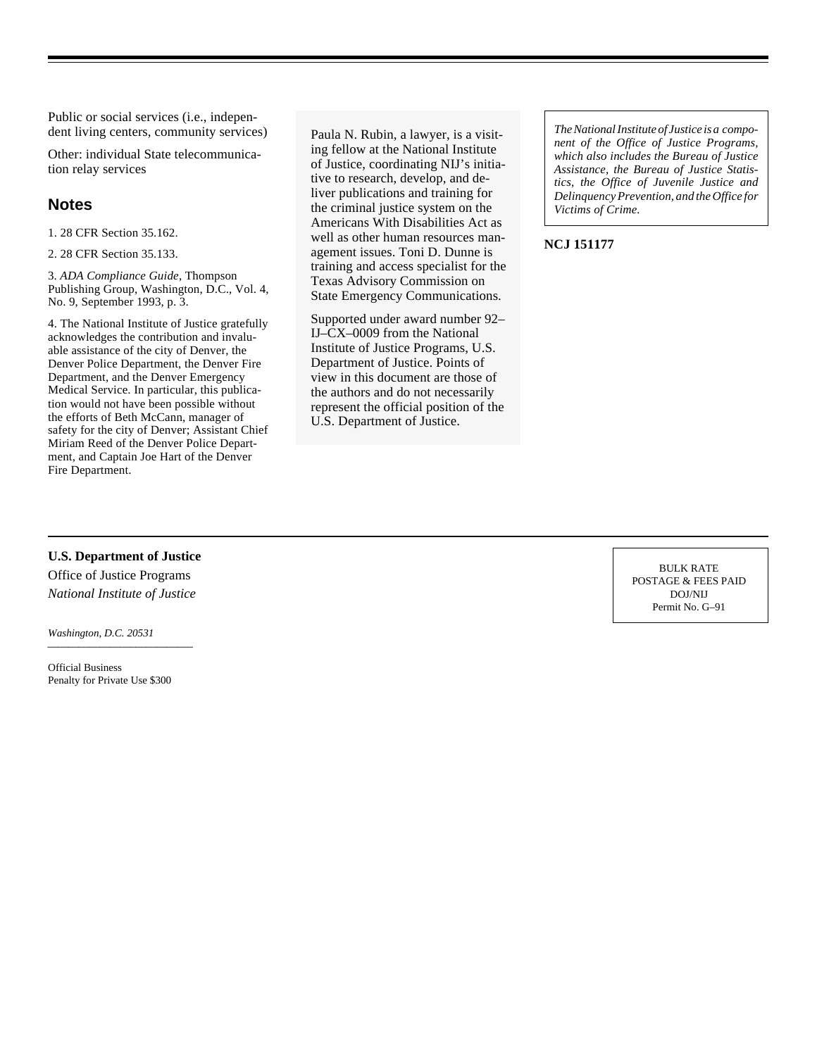Public or social services (i.e., independent living centers, community services)

Other: individual State telecommunication relay services

## Notes

1. 28 CFR Section 35.162.

2. 28 CFR Section 35.133.

3. *ADA Compliance Guide*, Thompson Publishing Group, Washington, D.C., Vol. 4, No. 9, September 1993, p. 3.

4. The National Institute of Justice gratefully acknowledges the contribution and invaluable assistance of the city of Denver, the Denver Police Department, the Denver Fire Department, and the Denver Emergency Medical Service. In particular, this publication would not have been possible without the efforts of Beth McCann, manager of safety for the city of Denver; Assistant Chief Miriam Reed of the Denver Police Department, and Captain Joe Hart of the Denver Fire Department.

Paula N. Rubin, a lawyer, is a visiting fellow at the National Institute of Justice, coordinating NIJ's initiative to research, develop, and deliver publications and training for the criminal justice system on the Americans With Disabilities Act as well as other human resources management issues. Toni D. Dunne is training and access specialist for the Texas Advisory Commission on State Emergency Communications.

Supported under award number 92–IJ–CX–0009 from the National Institute of Justice Programs, U.S. Department of Justice. Points of view in this document are those of the authors and do not necessarily represent the official position of the U.S. Department of Justice.

*The National Institute of Justice is a component of the Office of Justice Programs, which also includes the Bureau of Justice Assistance, the Bureau of Justice Statistics, the Office of Juvenile Justice and Delinquency Prevention, and the Office for Victims of Crime.*

**NCJ 151177**

**U.S. Department of Justice**
Office of Justice Programs
*National Institute of Justice*

*Washington, D.C. 20531*

Official Business
Penalty for Private Use $300

BULK RATE
POSTAGE & FEES PAID
DOJ/NIJ
Permit No. G–91